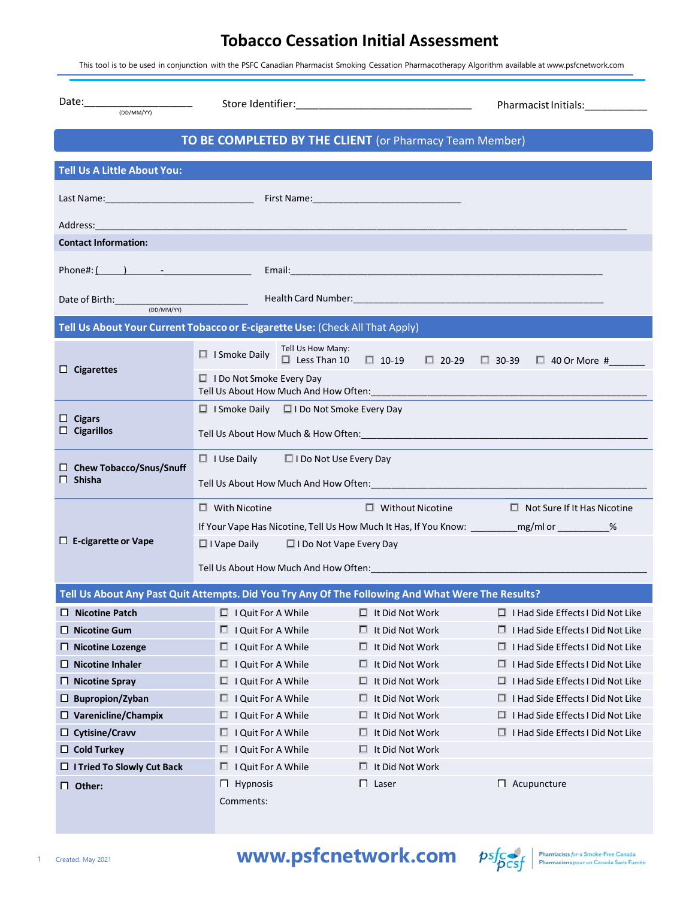# Tobacco Cessation Initial Assessment

This tool is to be used in conjunction with the PSFC Canadian Pharmacist Smoking Cessation Pharmacotherapy Algorithm available at www.psfcnetwork.com

Date:___________________ (DD/MM/YY) Store Identifier:_______________________________ Pharmacist Initials:___________

## TO BE COMPLETED BY THE CLIENT (or Pharmacy Team Member)

### Tell Us A Little About You:

Last Name:____________________________ First Name:____________________________

Address:_______________________________________________________________________________

**Contact Information:**

Phone#: (____) ______-________________ Email:_______________________________________________

Date of Birth:_________________________ (DD/MM/YY) Health Card Number:_______________________________________

### Tell Us About Your Current Tobacco or E-cigarette Use: (Check All That Apply)

| | |
|---|---|
| ☐ **Cigarettes** | ☐ I Smoke Daily — Tell Us How Many: ☐ Less Than 10 ☐ 10-19 ☐ 20-29 ☐ 30-39 ☐ 40 Or More #_______<br>☐ I Do Not Smoke Every Day<br>Tell Us About How Much And How Often:_______________________ |
| ☐ **Cigars**<br>☐ **Cigarillos** | ☐ I Smoke Daily ☐ I Do Not Smoke Every Day<br>Tell Us About How Much & How Often:_______________________ |
| ☐ **Chew Tobacco/Snus/Snuff**<br>☐ **Shisha** | ☐ I Use Daily ☐ I Do Not Use Every Day<br>Tell Us About How Much And How Often:_______________________ |
| ☐ **E-cigarette or Vape** | ☐ With Nicotine ☐ Without Nicotine ☐ Not Sure If It Has Nicotine<br>If Your Vape Has Nicotine, Tell Us How Much It Has, If You Know: _________mg/ml or __________%<br>☐ I Vape Daily ☐ I Do Not Vape Every Day<br>Tell Us About How Much And How Often:_______________________ |

### Tell Us About Any Past Quit Attempts. Did You Try Any Of The Following And What Were The Results?

| | | | |
|---|---|---|---|
| ☐ **Nicotine Patch** | ☐ I Quit For A While | ☐ It Did Not Work | ☐ I Had Side Effects I Did Not Like |
| ☐ **Nicotine Gum** | ☐ I Quit For A While | ☐ It Did Not Work | ☐ I Had Side Effects I Did Not Like |
| ☐ **Nicotine Lozenge** | ☐ I Quit For A While | ☐ It Did Not Work | ☐ I Had Side Effects I Did Not Like |
| ☐ **Nicotine Inhaler** | ☐ I Quit For A While | ☐ It Did Not Work | ☐ I Had Side Effects I Did Not Like |
| ☐ **Nicotine Spray** | ☐ I Quit For A While | ☐ It Did Not Work | ☐ I Had Side Effects I Did Not Like |
| ☐ **Bupropion/Zyban** | ☐ I Quit For A While | ☐ It Did Not Work | ☐ I Had Side Effects I Did Not Like |
| ☐ **Varenicline/Champix** | ☐ I Quit For A While | ☐ It Did Not Work | ☐ I Had Side Effects I Did Not Like |
| ☐ **Cytisine/Cravv** | ☐ I Quit For A While | ☐ It Did Not Work | ☐ I Had Side Effects I Did Not Like |
| ☐ **Cold Turkey** | ☐ I Quit For A While | ☐ It Did Not Work | |
| ☐ **I Tried To Slowly Cut Back** | ☐ I Quit For A While | ☐ It Did Not Work | |
| ☐ **Other:** | ☐ Hypnosis | ☐ Laser | ☐ Acupuncture |
| | Comments: | | |

Created: May 2021

www.psfcnetwork.com

Pharmacists for a Smoke-Free Canada
Pharmaciens pour un Canada Sans Fumée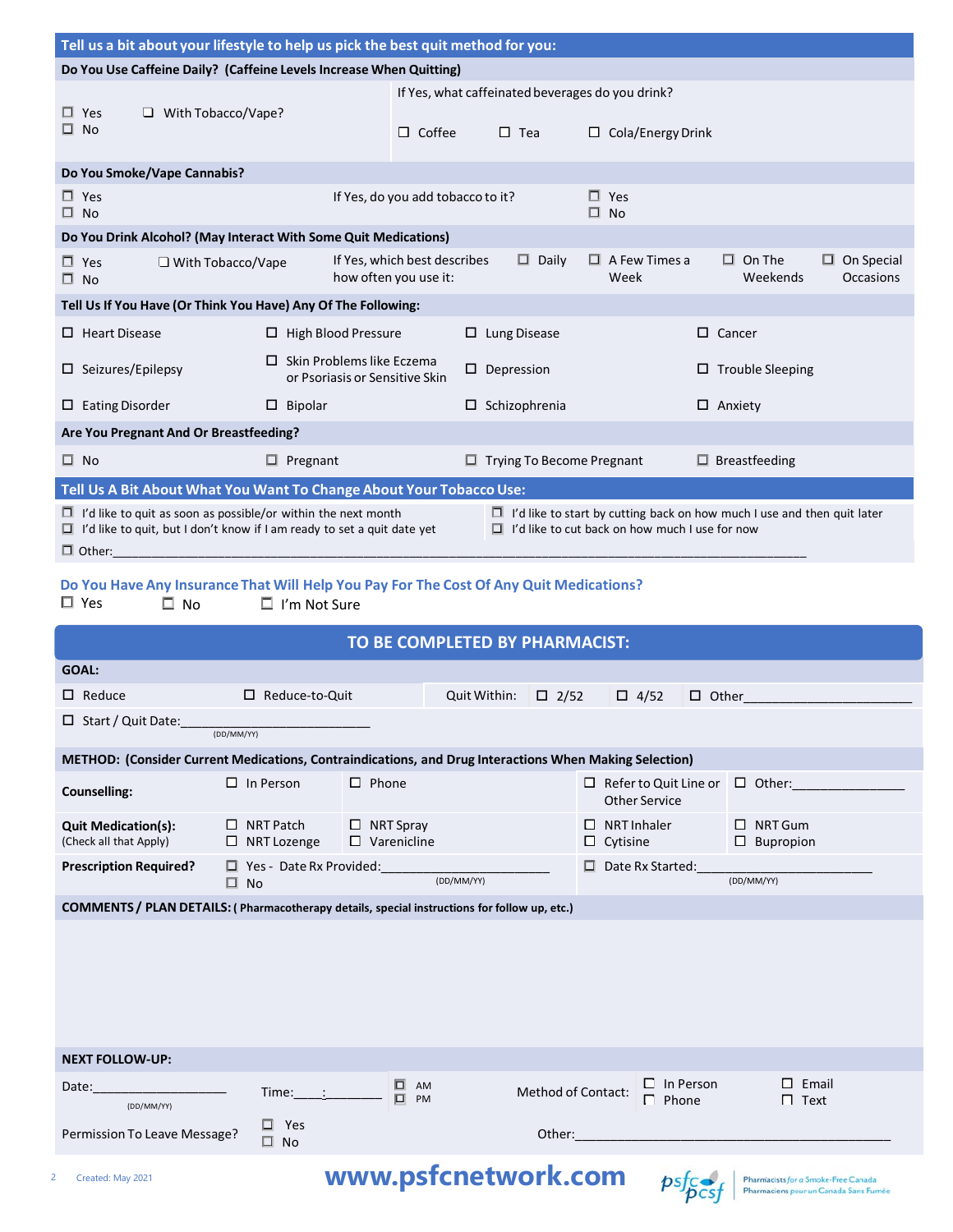## Tell us a bit about your lifestyle to help us pick the best quit method for you:

**Do You Use Caffeine Daily? (Caffeine Levels Increase When Quitting)**

☐ Yes ☐ With Tobacco/Vape?
☐ No

If Yes, what caffeinated beverages do you drink?

☐ Coffee ☐ Tea ☐ Cola/Energy Drink

**Do You Smoke/Vape Cannabis?**

☐ Yes
☐ No

If Yes, do you add tobacco to it? ☐ Yes ☐ No

**Do You Drink Alcohol? (May Interact With Some Quit Medications)**

☐ Yes ☐ With Tobacco/Vape
☐ No

If Yes, which best describes how often you use it: ☐ Daily ☐ A Few Times a Week ☐ On The Weekends ☐ On Special Occasions

**Tell Us If You Have (Or Think You Have) Any Of The Following:**

| | | | |
|---|---|---|---|
| ☐ Heart Disease | ☐ High Blood Pressure | ☐ Lung Disease | ☐ Cancer |
| ☐ Seizures/Epilepsy | ☐ Skin Problems like Eczema or Psoriasis or Sensitive Skin | ☐ Depression | ☐ Trouble Sleeping |
| ☐ Eating Disorder | ☐ Bipolar | ☐ Schizophrenia | ☐ Anxiety |

**Are You Pregnant And Or Breastfeeding?**

☐ No ☐ Pregnant ☐ Trying To Become Pregnant ☐ Breastfeeding

## Tell Us A Bit About What You Want To Change About Your Tobacco Use:

☐ I'd like to quit as soon as possible/or within the next month
☐ I'd like to quit, but I don't know if I am ready to set a quit date yet
☐ I'd like to start by cutting back on how much I use and then quit later
☐ I'd like to cut back on how much I use for now
☐ Other:_______________________________________________

**Do You Have Any Insurance That Will Help You Pay For The Cost Of Any Quit Medications?**

☐ Yes ☐ No ☐ I'm Not Sure

## TO BE COMPLETED BY PHARMACIST:

**GOAL:**

☐ Reduce ☐ Reduce-to-Quit Quit Within: ☐ 2/52 ☐ 4/52 ☐ Other______________________

☐ Start / Quit Date:________________________ (DD/MM/YY)

**METHOD: (Consider Current Medications, Contraindications, and Drug Interactions When Making Selection)**

| | | | | |
|---|---|---|---|---|
| **Counselling:** | ☐ In Person | ☐ Phone | ☐ Refer to Quit Line or Other Service | ☐ Other:______________ |
| **Quit Medication(s):** (Check all that Apply) | ☐ NRT Patch<br>☐ NRT Lozenge | ☐ NRT Spray<br>☐ Varenicline | ☐ NRT Inhaler<br>☐ Cytisine | ☐ NRT Gum<br>☐ Bupropion |
| **Prescription Required?** | ☐ Yes - Date Rx Provided:______________ (DD/MM/YY)<br>☐ No | | ☐ Date Rx Started:______________ (DD/MM/YY) | |

**COMMENTS / PLAN DETAILS: ( Pharmacotherapy details, special instructions for follow up, etc.)**

**NEXT FOLLOW-UP:**

Date:__________________ (DD/MM/YY) Time:____:________ ☐ AM ☐ PM Method of Contact: ☐ In Person ☐ Phone ☐ Email ☐ Text

Permission To Leave Message? ☐ Yes ☐ No Other:________________________________________

Created: May 2021

www.psfcnetwork.com

Pharmacists for a Smoke-Free Canada
Pharmaciens pour un Canada Sans Fumée